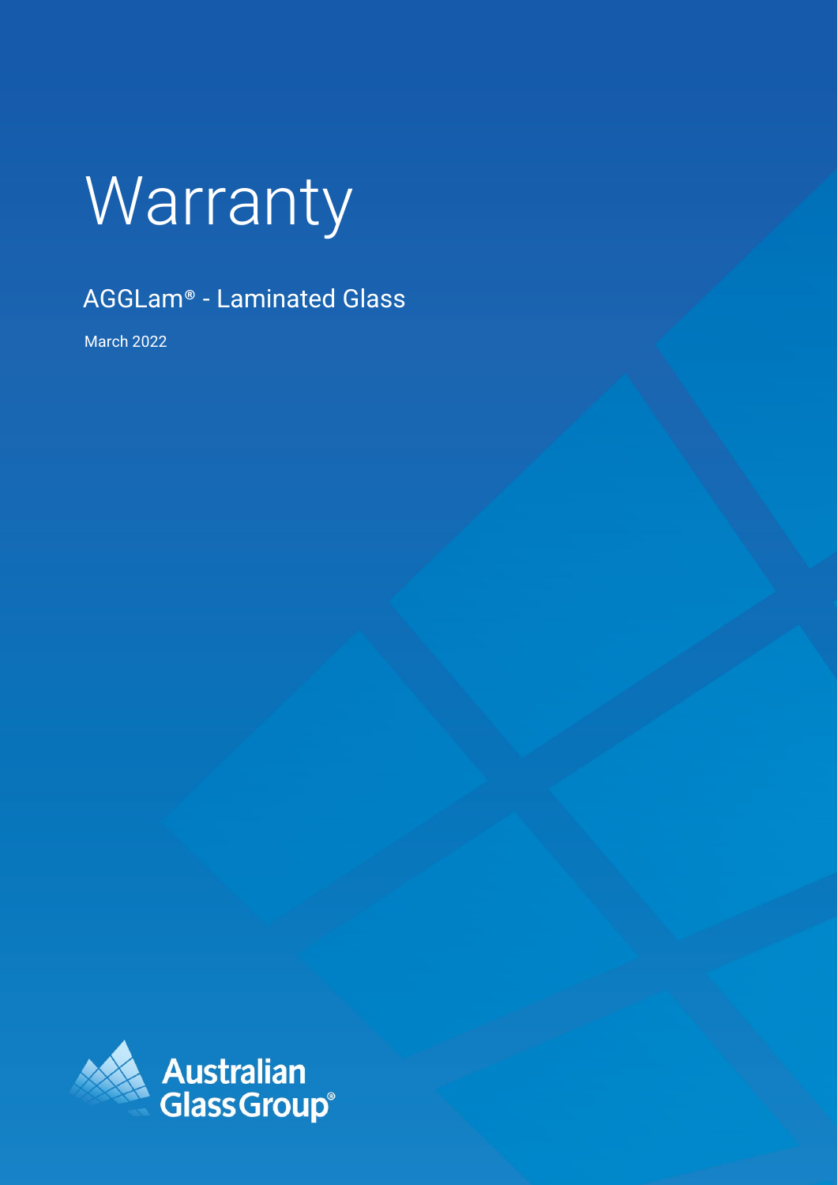# Warranty

## AGGLam® - Laminated Glass

March 2022

Australian Glass Group®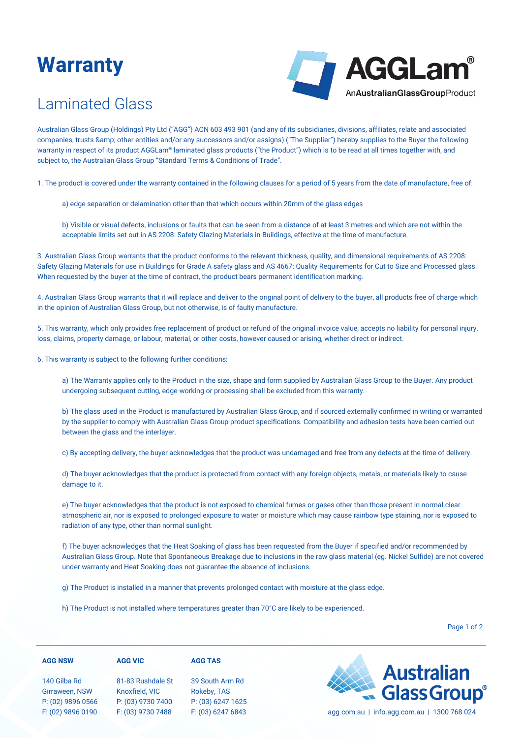# Warranty

## Laminated Glass

Australian Glass Group (Holdings) Pty Ltd ("AGG") ACN 603 493 901 (and any of its subsidiaries, divisions, affiliates, relate and associated companies, trusts &amp; other entities and/or any successors and/or assigns) ("The Supplier") hereby supplies to the Buyer the following warranty in respect of its product AGGLam® laminated glass products ("the Product") which is to be read at all times together with, and subject to, the Australian Glass Group "Standard Terms & Conditions of Trade".

1. The product is covered under the warranty contained in the following clauses for a period of 5 years from the date of manufacture, free of:

   a) edge separation or delamination other than that which occurs within 20mm of the glass edges

   b) Visible or visual defects, inclusions or faults that can be seen from a distance of at least 3 metres and which are not within the acceptable limits set out in AS 2208: Safety Glazing Materials in Buildings, effective at the time of manufacture.

3. Australian Glass Group warrants that the product conforms to the relevant thickness, quality, and dimensional requirements of AS 2208: Safety Glazing Materials for use in Buildings for Grade A safety glass and AS 4667: Quality Requirements for Cut to Size and Processed glass. When requested by the buyer at the time of contract, the product bears permanent identification marking.

4. Australian Glass Group warrants that it will replace and deliver to the original point of delivery to the buyer, all products free of charge which in the opinion of Australian Glass Group, but not otherwise, is of faulty manufacture.

5. This warranty, which only provides free replacement of product or refund of the original invoice value, accepts no liability for personal injury, loss, claims, property damage, or labour, material, or other costs, however caused or arising, whether direct or indirect.

6. This warranty is subject to the following further conditions:

   a) The Warranty applies only to the Product in the size, shape and form supplied by Australian Glass Group to the Buyer. Any product undergoing subsequent cutting, edge-working or processing shall be excluded from this warranty.

   b) The glass used in the Product is manufactured by Australian Glass Group, and if sourced externally confirmed in writing or warranted by the supplier to comply with Australian Glass Group product specifications. Compatibility and adhesion tests have been carried out between the glass and the interlayer.

   c) By accepting delivery, the buyer acknowledges that the product was undamaged and free from any defects at the time of delivery.

   d) The buyer acknowledges that the product is protected from contact with any foreign objects, metals, or materials likely to cause damage to it.

   e) The buyer acknowledges that the product is not exposed to chemical fumes or gases other than those present in normal clear atmospheric air, nor is exposed to prolonged exposure to water or moisture which may cause rainbow type staining, nor is exposed to radiation of any type, other than normal sunlight.

   f) The buyer acknowledges that the Heat Soaking of glass has been requested from the Buyer if specified and/or recommended by Australian Glass Group. Note that Spontaneous Breakage due to inclusions in the raw glass material (eg. Nickel Sulfide) are not covered under warranty and Heat Soaking does not guarantee the absence of inclusions.

   g) The Product is installed in a manner that prevents prolonged contact with moisture at the glass edge.

   h) The Product is not installed where temperatures greater than 70°C are likely to be experienced.

**AGG NSW**
140 Gilba Rd
Girraween, NSW
P: (02) 9896 0566
F: (02) 9896 0190

**AGG VIC**
81-83 Rushdale St
Knoxfield, VIC
P: (03) 9730 7400
F: (03) 9730 7488

**AGG TAS**
39 South Arm Rd
Rokeby, TAS
P: (03) 6247 1625
F: (03) 6247 6843

agg.com.au | info.agg.com.au | 1300 768 024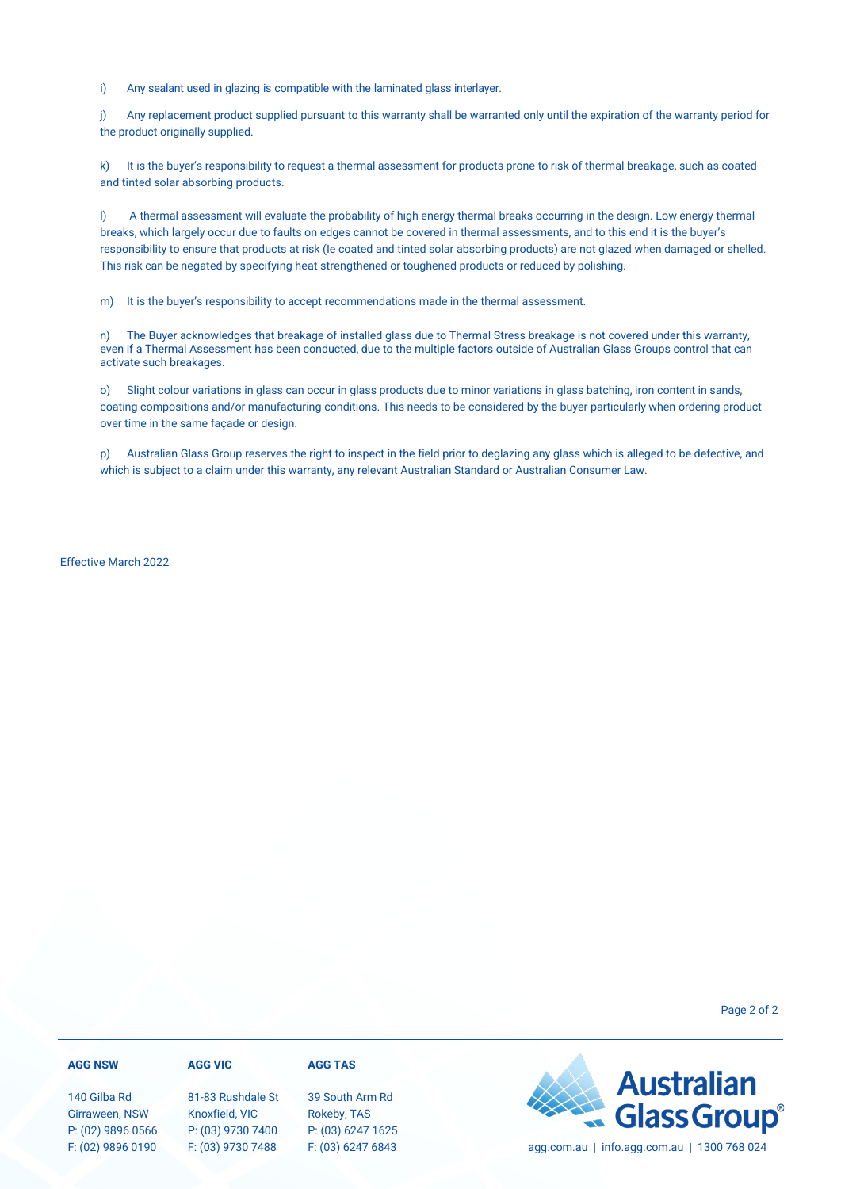i) Any sealant used in glazing is compatible with the laminated glass interlayer.

j) Any replacement product supplied pursuant to this warranty shall be warranted only until the expiration of the warranty period for the product originally supplied.

k) It is the buyer's responsibility to request a thermal assessment for products prone to risk of thermal breakage, such as coated and tinted solar absorbing products.

l) A thermal assessment will evaluate the probability of high energy thermal breaks occurring in the design. Low energy thermal breaks, which largely occur due to faults on edges cannot be covered in thermal assessments, and to this end it is the buyer's responsibility to ensure that products at risk (Ie coated and tinted solar absorbing products) are not glazed when damaged or shelled. This risk can be negated by specifying heat strengthened or toughened products or reduced by polishing.

m) It is the buyer's responsibility to accept recommendations made in the thermal assessment.

n) The Buyer acknowledges that breakage of installed glass due to Thermal Stress breakage is not covered under this warranty, even if a Thermal Assessment has been conducted, due to the multiple factors outside of Australian Glass Groups control that can activate such breakages.

o) Slight colour variations in glass can occur in glass products due to minor variations in glass batching, iron content in sands, coating compositions and/or manufacturing conditions. This needs to be considered by the buyer particularly when ordering product over time in the same façade or design.

p) Australian Glass Group reserves the right to inspect in the field prior to deglazing any glass which is alleged to be defective, and which is subject to a claim under this warranty, any relevant Australian Standard or Australian Consumer Law.

Effective March 2022

**AGG NSW**
140 Gilba Rd
Girraween, NSW
P: (02) 9896 0566
F: (02) 9896 0190

**AGG VIC**
81-83 Rushdale St
Knoxfield, VIC
P: (03) 9730 7400
F: (03) 9730 7488

**AGG TAS**
39 South Arm Rd
Rokeby, TAS
P: (03) 6247 1625
F: (03) 6247 6843

Australian Glass Group®

agg.com.au | info.agg.com.au | 1300 768 024